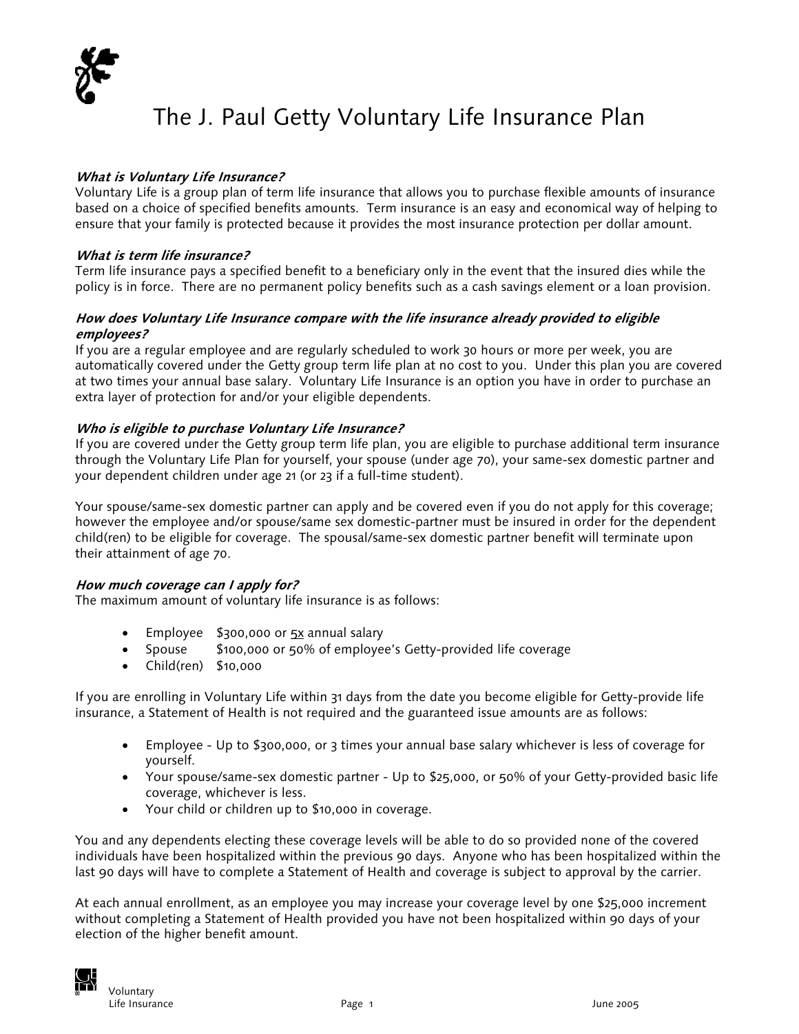# The J. Paul Getty Voluntary Life Insurance Plan

***What is Voluntary Life Insurance?***
Voluntary Life is a group plan of term life insurance that allows you to purchase flexible amounts of insurance based on a choice of specified benefits amounts. Term insurance is an easy and economical way of helping to ensure that your family is protected because it provides the most insurance protection per dollar amount.

***What is term life insurance?***
Term life insurance pays a specified benefit to a beneficiary only in the event that the insured dies while the policy is in force. There are no permanent policy benefits such as a cash savings element or a loan provision.

***How does Voluntary Life Insurance compare with the life insurance already provided to eligible employees?***
If you are a regular employee and are regularly scheduled to work 30 hours or more per week, you are automatically covered under the Getty group term life plan at no cost to you. Under this plan you are covered at two times your annual base salary. Voluntary Life Insurance is an option you have in order to purchase an extra layer of protection for and/or your eligible dependents.

***Who is eligible to purchase Voluntary Life Insurance?***
If you are covered under the Getty group term life plan, you are eligible to purchase additional term insurance through the Voluntary Life Plan for yourself, your spouse (under age 70), your same-sex domestic partner and your dependent children under age 21 (or 23 if a full-time student).

Your spouse/same-sex domestic partner can apply and be covered even if you do not apply for this coverage; however the employee and/or spouse/same sex domestic-partner must be insured in order for the dependent child(ren) to be eligible for coverage. The spousal/same-sex domestic partner benefit will terminate upon their attainment of age 70.

***How much coverage can I apply for?***
The maximum amount of voluntary life insurance is as follows:

- Employee $300,000 or 5x annual salary
- Spouse $100,000 or 50% of employee's Getty-provided life coverage
- Child(ren) $10,000

If you are enrolling in Voluntary Life within 31 days from the date you become eligible for Getty-provide life insurance, a Statement of Health is not required and the guaranteed issue amounts are as follows:

- Employee - Up to $300,000, or 3 times your annual base salary whichever is less of coverage for yourself.
- Your spouse/same-sex domestic partner - Up to $25,000, or 50% of your Getty-provided basic life coverage, whichever is less.
- Your child or children up to $10,000 in coverage.

You and any dependents electing these coverage levels will be able to do so provided none of the covered individuals have been hospitalized within the previous 90 days. Anyone who has been hospitalized within the last 90 days will have to complete a Statement of Health and coverage is subject to approval by the carrier.

At each annual enrollment, as an employee you may increase your coverage level by one $25,000 increment without completing a Statement of Health provided you have not been hospitalized within 90 days of your election of the higher benefit amount.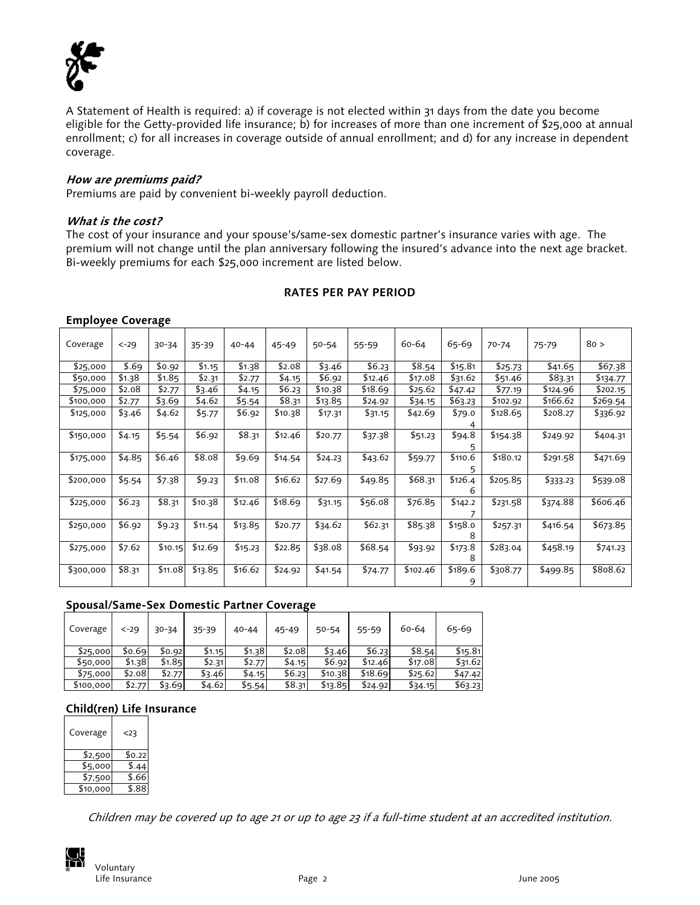A Statement of Health is required: a) if coverage is not elected within 31 days from the date you become eligible for the Getty-provided life insurance; b) for increases of more than one increment of $25,000 at annual enrollment; c) for all increases in coverage outside of annual enrollment; and d) for any increase in dependent coverage.

### *How are premiums paid?*

Premiums are paid by convenient bi-weekly payroll deduction.

### *What is the cost?*

The cost of your insurance and your spouse's/same-sex domestic partner's insurance varies with age. The premium will not change until the plan anniversary following the insured's advance into the next age bracket. Bi-weekly premiums for each $25,000 increment are listed below.

## RATES PER PAY PERIOD

### Employee Coverage

| Coverage | <-29 | 30-34 | 35-39 | 40-44 | 45-49 | 50-54 | 55-59 | 60-64 | 65-69 | 70-74 | 75-79 | 80 > |
|---|---|---|---|---|---|---|---|---|---|---|---|---|
| $25,000 | $.69 | $0.92 | $1.15 | $1.38 | $2.08 | $3.46 | $6.23 | $8.54 | $15.81 | $25.73 | $41.65 | $67.38 |
| $50,000 | $1.38 | $1.85 | $2.31 | $2.77 | $4.15 | $6.92 | $12.46 | $17.08 | $31.62 | $51.46 | $83.31 | $134.77 |
| $75,000 | $2.08 | $2.77 | $3.46 | $4.15 | $6.23 | $10.38 | $18.69 | $25.62 | $47.42 | $77.19 | $124.96 | $202.15 |
| $100,000 | $2.77 | $3.69 | $4.62 | $5.54 | $8.31 | $13.85 | $24.92 | $34.15 | $63.23 | $102.92 | $166.62 | $269.54 |
| $125,000 | $3.46 | $4.62 | $5.77 | $6.92 | $10.38 | $17.31 | $31.15 | $42.69 | $79.04 | $128.65 | $208.27 | $336.92 |
| $150,000 | $4.15 | $5.54 | $6.92 | $8.31 | $12.46 | $20.77 | $37.38 | $51.23 | $94.85 | $154.38 | $249.92 | $404.31 |
| $175,000 | $4.85 | $6.46 | $8.08 | $9.69 | $14.54 | $24.23 | $43.62 | $59.77 | $110.65 | $180.12 | $291.58 | $471.69 |
| $200,000 | $5.54 | $7.38 | $9.23 | $11.08 | $16.62 | $27.69 | $49.85 | $68.31 | $126.46 | $205.85 | $333.23 | $539.08 |
| $225,000 | $6.23 | $8.31 | $10.38 | $12.46 | $18.69 | $31.15 | $56.08 | $76.85 | $142.27 | $231.58 | $374.88 | $606.46 |
| $250,000 | $6.92 | $9.23 | $11.54 | $13.85 | $20.77 | $34.62 | $62.31 | $85.38 | $158.08 | $257.31 | $416.54 | $673.85 |
| $275,000 | $7.62 | $10.15 | $12.69 | $15.23 | $22.85 | $38.08 | $68.54 | $93.92 | $173.88 | $283.04 | $458.19 | $741.23 |
| $300,000 | $8.31 | $11.08 | $13.85 | $16.62 | $24.92 | $41.54 | $74.77 | $102.46 | $189.69 | $308.77 | $499.85 | $808.62 |

### Spousal/Same-Sex Domestic Partner Coverage

| Coverage | <-29 | 30-34 | 35-39 | 40-44 | 45-49 | 50-54 | 55-59 | 60-64 | 65-69 |
|---|---|---|---|---|---|---|---|---|---|
| $25,000 | $0.69 | $0.92 | $1.15 | $1.38 | $2.08 | $3.46 | $6.23 | $8.54 | $15.81 |
| $50,000 | $1.38 | $1.85 | $2.31 | $2.77 | $4.15 | $6.92 | $12.46 | $17.08 | $31.62 |
| $75,000 | $2.08 | $2.77 | $3.46 | $4.15 | $6.23 | $10.38 | $18.69 | $25.62 | $47.42 |
| $100,000 | $2.77 | $3.69 | $4.62 | $5.54 | $8.31 | $13.85 | $24.92 | $34.15 | $63.23 |

### Child(ren) Life Insurance

| Coverage | <23 |
|---|---|
| $2,500 | $0.22 |
| $5,000 | $.44 |
| $7,500 | $.66 |
| $10,000 | $.88 |

*Children may be covered up to age 21 or up to age 23 if a full-time student at an accredited institution.*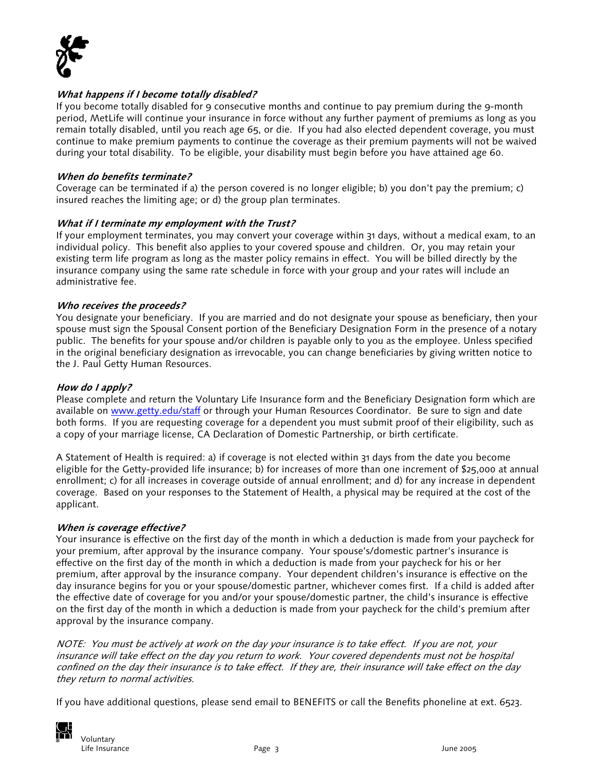***What happens if I become totally disabled?***

If you become totally disabled for 9 consecutive months and continue to pay premium during the 9-month period, MetLife will continue your insurance in force without any further payment of premiums as long as you remain totally disabled, until you reach age 65, or die. If you had also elected dependent coverage, you must continue to make premium payments to continue the coverage as their premium payments will not be waived during your total disability. To be eligible, your disability must begin before you have attained age 60.

***When do benefits terminate?***

Coverage can be terminated if a) the person covered is no longer eligible; b) you don't pay the premium; c) insured reaches the limiting age; or d) the group plan terminates.

***What if I terminate my employment with the Trust?***

If your employment terminates, you may convert your coverage within 31 days, without a medical exam, to an individual policy. This benefit also applies to your covered spouse and children. Or, you may retain your existing term life program as long as the master policy remains in effect. You will be billed directly by the insurance company using the same rate schedule in force with your group and your rates will include an administrative fee.

***Who receives the proceeds?***

You designate your beneficiary. If you are married and do not designate your spouse as beneficiary, then your spouse must sign the Spousal Consent portion of the Beneficiary Designation Form in the presence of a notary public. The benefits for your spouse and/or children is payable only to you as the employee. Unless specified in the original beneficiary designation as irrevocable, you can change beneficiaries by giving written notice to the J. Paul Getty Human Resources.

***How do I apply?***

Please complete and return the Voluntary Life Insurance form and the Beneficiary Designation form which are available on [www.getty.edu/staff](www.getty.edu/staff) or through your Human Resources Coordinator. Be sure to sign and date both forms. If you are requesting coverage for a dependent you must submit proof of their eligibility, such as a copy of your marriage license, CA Declaration of Domestic Partnership, or birth certificate.

A Statement of Health is required: a) if coverage is not elected within 31 days from the date you become eligible for the Getty-provided life insurance; b) for increases of more than one increment of $25,000 at annual enrollment; c) for all increases in coverage outside of annual enrollment; and d) for any increase in dependent coverage. Based on your responses to the Statement of Health, a physical may be required at the cost of the applicant.

***When is coverage effective?***

Your insurance is effective on the first day of the month in which a deduction is made from your paycheck for your premium, after approval by the insurance company. Your spouse's/domestic partner's insurance is effective on the first day of the month in which a deduction is made from your paycheck for his or her premium, after approval by the insurance company. Your dependent children's insurance is effective on the day insurance begins for you or your spouse/domestic partner, whichever comes first. If a child is added after the effective date of coverage for you and/or your spouse/domestic partner, the child's insurance is effective on the first day of the month in which a deduction is made from your paycheck for the child's premium after approval by the insurance company.

*NOTE: You must be actively at work on the day your insurance is to take effect. If you are not, your insurance will take effect on the day you return to work. Your covered dependents must not be hospital confined on the day their insurance is to take effect. If they are, their insurance will take effect on the day they return to normal activities.*

If you have additional questions, please send email to BENEFITS or call the Benefits phoneline at ext. 6523.